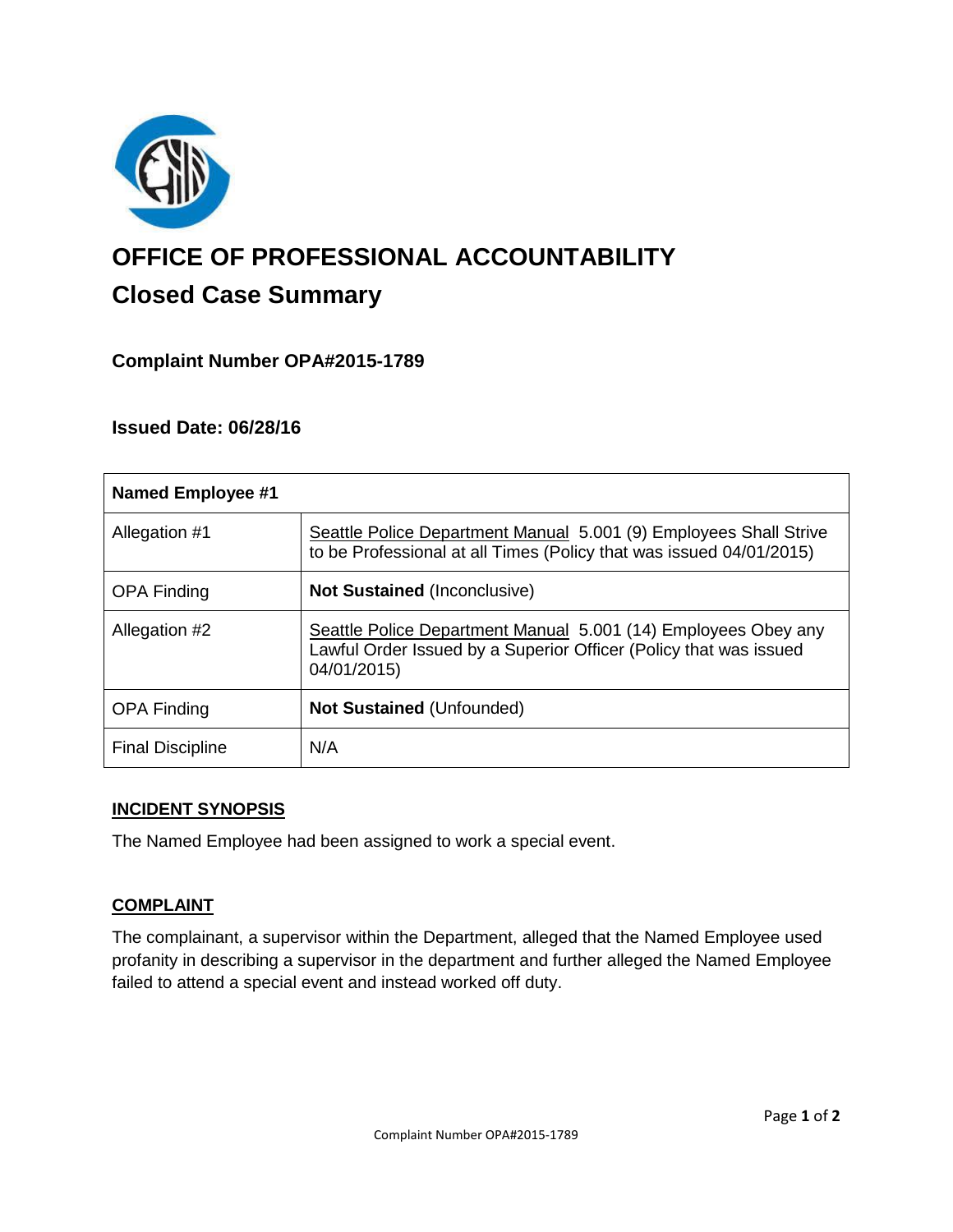# OFFICE OF PROFESSIONAL ACCOUNTABILITY

## Closed Case Summary

### Complaint Number OPA#2015-1789

### Issued Date: 06/28/16

| Named Employee #1 | |
|---|---|
| Allegation #1 | Seattle Police Department Manual 5.001 (9) Employees Shall Strive to be Professional at all Times (Policy that was issued 04/01/2015) |
| OPA Finding | **Not Sustained** (Inconclusive) |
| Allegation #2 | Seattle Police Department Manual 5.001 (14) Employees Obey any Lawful Order Issued by a Superior Officer (Policy that was issued 04/01/2015) |
| OPA Finding | **Not Sustained** (Unfounded) |
| Final Discipline | N/A |

### INCIDENT SYNOPSIS

The Named Employee had been assigned to work a special event.

### COMPLAINT

The complainant, a supervisor within the Department, alleged that the Named Employee used profanity in describing a supervisor in the department and further alleged the Named Employee failed to attend a special event and instead worked off duty.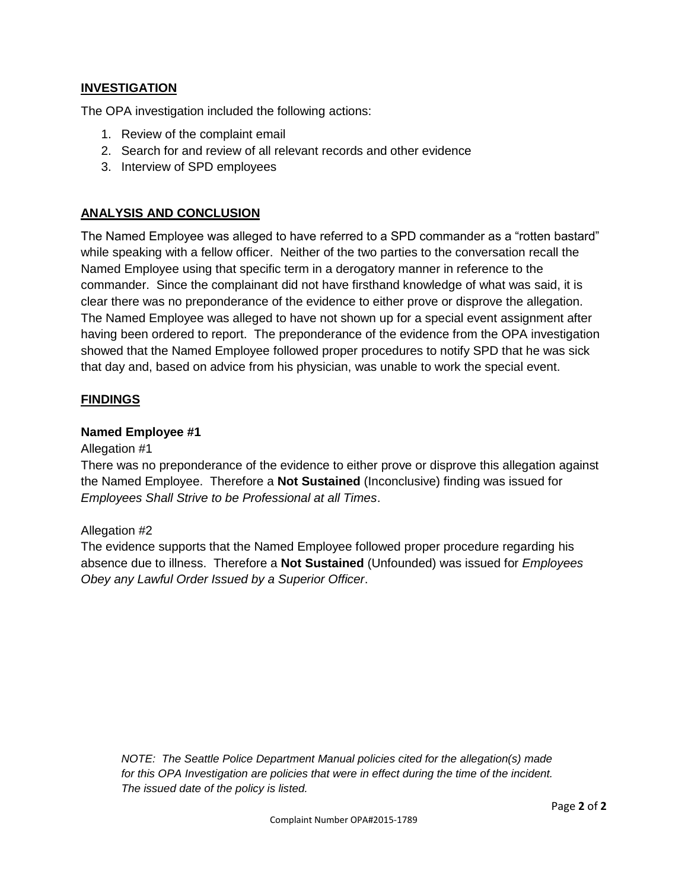## INVESTIGATION

The OPA investigation included the following actions:

1. Review of the complaint email
2. Search for and review of all relevant records and other evidence
3. Interview of SPD employees

## ANALYSIS AND CONCLUSION

The Named Employee was alleged to have referred to a SPD commander as a "rotten bastard" while speaking with a fellow officer. Neither of the two parties to the conversation recall the Named Employee using that specific term in a derogatory manner in reference to the commander. Since the complainant did not have firsthand knowledge of what was said, it is clear there was no preponderance of the evidence to either prove or disprove the allegation. The Named Employee was alleged to have not shown up for a special event assignment after having been ordered to report. The preponderance of the evidence from the OPA investigation showed that the Named Employee followed proper procedures to notify SPD that he was sick that day and, based on advice from his physician, was unable to work the special event.

## FINDINGS

### Named Employee #1

Allegation #1

There was no preponderance of the evidence to either prove or disprove this allegation against the Named Employee. Therefore a **Not Sustained** (Inconclusive) finding was issued for *Employees Shall Strive to be Professional at all Times*.

Allegation #2

The evidence supports that the Named Employee followed proper procedure regarding his absence due to illness. Therefore a **Not Sustained** (Unfounded) was issued for *Employees Obey any Lawful Order Issued by a Superior Officer*.

*NOTE: The Seattle Police Department Manual policies cited for the allegation(s) made for this OPA Investigation are policies that were in effect during the time of the incident. The issued date of the policy is listed.*

Complaint Number OPA#2015-1789